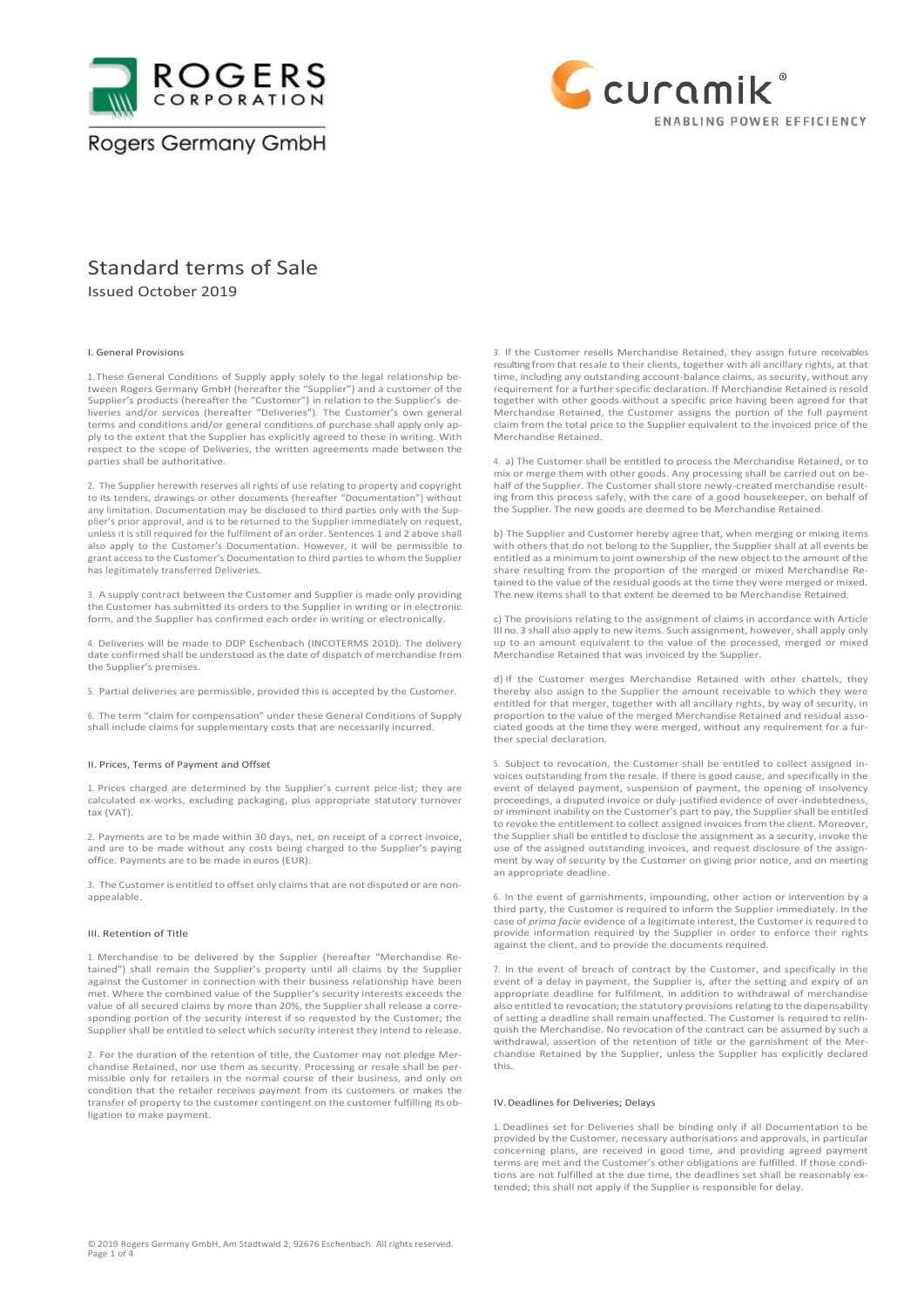Rogers Germany GmbH

# Standard terms of Sale

Issued October 2019

## I. General Provisions

1. These General Conditions of Supply apply solely to the legal relationship between Rogers Germany GmbH (hereafter the "Supplier") and a customer of the Supplier's products (hereafter the "Customer") in relation to the Supplier's deliveries and/or services (hereafter "Deliveries"). The Customer's own general terms and conditions and/or general conditions of purchase shall apply only apply to the extent that the Supplier has explicitly agreed to these in writing. With respect to the scope of Deliveries, the written agreements made between the parties shall be authoritative.

2. The Supplier herewith reserves all rights of use relating to property and copyright to its tenders, drawings or other documents (hereafter "Documentation") without any limitation. Documentation may be disclosed to third parties only with the Supplier's prior approval, and is to be returned to the Supplier immediately on request, unless it is still required for the fulfilment of an order. Sentences 1 and 2 above shall also apply to the Customer's Documentation. However, it will be permissible to grant access to the Customer's Documentation to third parties to whom the Supplier has legitimately transferred Deliveries.

3. A supply contract between the Customer and Supplier is made only providing the Customer has submitted its orders to the Supplier in writing or in electronic form, and the Supplier has confirmed each order in writing or electronically.

4. Deliveries will be made to DDP Eschenbach (INCOTERMS 2010). The delivery date confirmed shall be understood as the date of dispatch of merchandise from the Supplier's premises.

5. Partial deliveries are permissible, provided this is accepted by the Customer.

6. The term "claim for compensation" under these General Conditions of Supply shall include claims for supplementary costs that are necessarily incurred.

## II. Prices, Terms of Payment and Offset

1. Prices charged are determined by the Supplier's current price-list; they are calculated ex-works, excluding packaging, plus appropriate statutory turnover tax (VAT).

2. Payments are to be made within 30 days, net, on receipt of a correct invoice, and are to be made without any costs being charged to the Supplier's paying office. Payments are to be made in euros (EUR).

3. The Customer is entitled to offset only claims that are not disputed or are non-appealable.

## III. Retention of Title

1. Merchandise to be delivered by the Supplier (hereafter "Merchandise Retained") shall remain the Supplier's property until all claims by the Supplier against the Customer in connection with their business relationship have been met. Where the combined value of the Supplier's security interests exceeds the value of all secured claims by more than 20%, the Supplier shall release a corresponding portion of the security interest if so requested by the Customer; the Supplier shall be entitled to select which security interest they intend to release.

2. For the duration of the retention of title, the Customer may not pledge Merchandise Retained, nor use them as security. Processing or resale shall be permissible only for retailers in the normal course of their business, and only on condition that the retailer receives payment from its customers or makes the transfer of property to the customer contingent on the customer fulfilling its obligation to make payment.

3. If the Customer resells Merchandise Retained, they assign future receivables resulting from that resale to their clients, together with all ancillary rights, at that time, including any outstanding account-balance claims, as security, without any requirement for a further specific declaration. If Merchandise Retained is resold together with other goods without a specific price having been agreed for that Merchandise Retained, the Customer assigns the portion of the full payment claim from the total price to the Supplier equivalent to the invoiced price of the Merchandise Retained.

4. a) The Customer shall be entitled to process the Merchandise Retained, or to mix or merge them with other goods. Any processing shall be carried out on behalf of the Supplier. The Customer shall store newly-created merchandise resulting from this process safely, with the care of a good housekeeper, on behalf of the Supplier. The new goods are deemed to be Merchandise Retained.

b) The Supplier and Customer hereby agree that, when merging or mixing items with others that do not belong to the Supplier, the Supplier shall at all events be entitled as a minimum to joint ownership of the new object to the amount of the share resulting from the proportion of the merged or mixed Merchandise Retained to the value of the residual goods at the time they were merged or mixed. The new items shall to that extent be deemed to be Merchandise Retained.

c) The provisions relating to the assignment of claims in accordance with Article III no. 3 shall also apply to new items. Such assignment, however, shall apply only up to an amount equivalent to the value of the processed, merged or mixed Merchandise Retained that was invoiced by the Supplier.

d) If the Customer merges Merchandise Retained with other chattels, they thereby also assign to the Supplier the amount receivable to which they were entitled for that merger, together with all ancillary rights, by way of security, in proportion to the value of the merged Merchandise Retained and residual associated goods at the time they were merged, without any requirement for a further special declaration.

5. Subject to revocation, the Customer shall be entitled to collect assigned invoices outstanding from the resale. If there is good cause, and specifically in the event of delayed payment, suspension of payment, the opening of insolvency proceedings, a disputed invoice or duly-justified evidence of over-indebtedness, or imminent inability on the Customer's part to pay, the Supplier shall be entitled to revoke the entitlement to collect assigned invoices from the client. Moreover, the Supplier shall be entitled to disclose the assignment as a security, invoke the use of the assigned outstanding invoices, and request disclosure of the assignment by way of security by the Customer on giving prior notice, and on meeting an appropriate deadline.

6. In the event of garnishments, impounding, other action or intervention by a third party, the Customer is required to inform the Supplier immediately. In the case of *prima facie* evidence of a legitimate interest, the Customer is required to provide information required by the Supplier in order to enforce their rights against the client, and to provide the documents required.

7. In the event of breach of contract by the Customer, and specifically in the event of a delay in payment, the Supplier is, after the setting and expiry of an appropriate deadline for fulfilment, in addition to withdrawal of merchandise also entitled to revocation; the statutory provisions relating to the dispensability of setting a deadline shall remain unaffected. The Customer is required to relinquish the Merchandise. No revocation of the contract can be assumed by such a withdrawal, assertion of the retention of title or the garnishment of the Merchandise Retained by the Supplier, unless the Supplier has explicitly declared this.

## IV. Deadlines for Deliveries; Delays

1. Deadlines set for Deliveries shall be binding only if all Documentation to be provided by the Customer, necessary authorisations and approvals, in particular concerning plans, are received in good time, and providing agreed payment terms are met and the Customer's other obligations are fulfilled. If those conditions are not fulfilled at the due time, the deadlines set shall be reasonably extended; this shall not apply if the Supplier is responsible for delay.

© 2019 Rogers Germany GmbH, Am Stadtwald 2, 92676 Eschenbach. All rights reserved.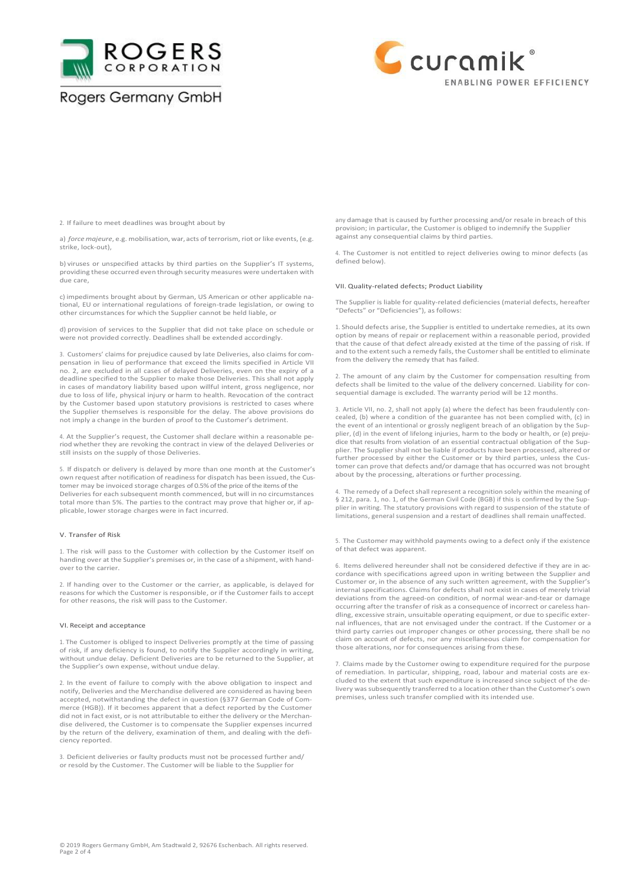2. If failure to meet deadlines was brought about by

a) *force majeure*, e.g. mobilisation, war, acts of terrorism, riot or like events, (e.g. strike, lock-out),

b) viruses or unspecified attacks by third parties on the Supplier's IT systems, providing these occurred even through security measures were undertaken with due care,

c) impediments brought about by German, US American or other applicable national, EU or international regulations of foreign-trade legislation, or owing to other circumstances for which the Supplier cannot be held liable, or

d) provision of services to the Supplier that did not take place on schedule or were not provided correctly. Deadlines shall be extended accordingly.

3. Customers' claims for prejudice caused by late Deliveries, also claims for compensation in lieu of performance that exceed the limits specified in Article VII no. 2, are excluded in all cases of delayed Deliveries, even on the expiry of a deadline specified to the Supplier to make those Deliveries. This shall not apply in cases of mandatory liability based upon willful intent, gross negligence, nor due to loss of life, physical injury or harm to health. Revocation of the contract by the Customer based upon statutory provisions is restricted to cases where the Supplier themselves is responsible for the delay. The above provisions do not imply a change in the burden of proof to the Customer's detriment.

4. At the Supplier's request, the Customer shall declare within a reasonable period whether they are revoking the contract in view of the delayed Deliveries or still insists on the supply of those Deliveries.

5. If dispatch or delivery is delayed by more than one month at the Customer's own request after notification of readiness for dispatch has been issued, the Customer may be invoiced storage charges of 0.5% of the price of the items of the Deliveries for each subsequent month commenced, but will in no circumstances total more than 5%. The parties to the contract may prove that higher or, if applicable, lower storage charges were in fact incurred.

## V. Transfer of Risk

1. The risk will pass to the Customer with collection by the Customer itself on handing over at the Supplier's premises or, in the case of a shipment, with handover to the carrier.

2. If handing over to the Customer or the carrier, as applicable, is delayed for reasons for which the Customer is responsible, or if the Customer fails to accept for other reasons, the risk will pass to the Customer.

## VI. Receipt and acceptance

1. The Customer is obliged to inspect Deliveries promptly at the time of passing of risk, if any deficiency is found, to notify the Supplier accordingly in writing, without undue delay. Deficient Deliveries are to be returned to the Supplier, at the Supplier's own expense, without undue delay.

2. In the event of failure to comply with the above obligation to inspect and notify, Deliveries and the Merchandise delivered are considered as having been accepted, notwithstanding the defect in question (§377 German Code of Commerce (HGB)). If it becomes apparent that a defect reported by the Customer did not in fact exist, or is not attributable to either the delivery or the Merchandise delivered, the Customer is to compensate the Supplier expenses incurred by the return of the delivery, examination of them, and dealing with the deficiency reported.

3. Deficient deliveries or faulty products must not be processed further and/ or resold by the Customer. The Customer will be liable to the Supplier for any damage that is caused by further processing and/or resale in breach of this provision; in particular, the Customer is obliged to indemnify the Supplier against any consequential claims by third parties.

4. The Customer is not entitled to reject deliveries owing to minor defects (as defined below).

## VII. Quality-related defects; Product Liability

The Supplier is liable for quality-related deficiencies (material defects, hereafter "Defects" or "Deficiencies"), as follows:

1. Should defects arise, the Supplier is entitled to undertake remedies, at its own option by means of repair or replacement within a reasonable period, provided that the cause of that defect already existed at the time of the passing of risk. If and to the extent such a remedy fails, the Customer shall be entitled to eliminate from the delivery the remedy that has failed.

2. The amount of any claim by the Customer for compensation resulting from defects shall be limited to the value of the delivery concerned. Liability for consequential damage is excluded. The warranty period will be 12 months.

3. Article VII, no. 2, shall not apply (a) where the defect has been fraudulently concealed, (b) where a condition of the guarantee has not been complied with, (c) in the event of an intentional or grossly negligent breach of an obligation by the Supplier, (d) in the event of lifelong injuries, harm to the body or health, or (e) prejudice that results from violation of an essential contractual obligation of the Supplier. The Supplier shall not be liable if products have been processed, altered or further processed by either the Customer or by third parties, unless the Customer can prove that defects and/or damage that has occurred was not brought about by the processing, alterations or further processing.

4. The remedy of a Defect shall represent a recognition solely within the meaning of § 212, para. 1, no. 1, of the German Civil Code (BGB) if this is confirmed by the Supplier in writing. The statutory provisions with regard to suspension of the statute of limitations, general suspension and a restart of deadlines shall remain unaffected.

5. The Customer may withhold payments owing to a defect only if the existence of that defect was apparent.

6. Items delivered hereunder shall not be considered defective if they are in accordance with specifications agreed upon in writing between the Supplier and Customer or, in the absence of any such written agreement, with the Supplier's internal specifications. Claims for defects shall not exist in cases of merely trivial deviations from the agreed-on condition, of normal wear-and-tear or damage occurring after the transfer of risk as a consequence of incorrect or careless handling, excessive strain, unsuitable operating equipment, or due to specific external influences, that are not envisaged under the contract. If the Customer or a third party carries out improper changes or other processing, there shall be no claim on account of defects, nor any miscellaneous claim for compensation for those alterations, nor for consequences arising from these.

7. Claims made by the Customer owing to expenditure required for the purpose of remediation. In particular, shipping, road, labour and material costs are excluded to the extent that such expenditure is increased since subject of the delivery was subsequently transferred to a location other than the Customer's own premises, unless such transfer complied with its intended use.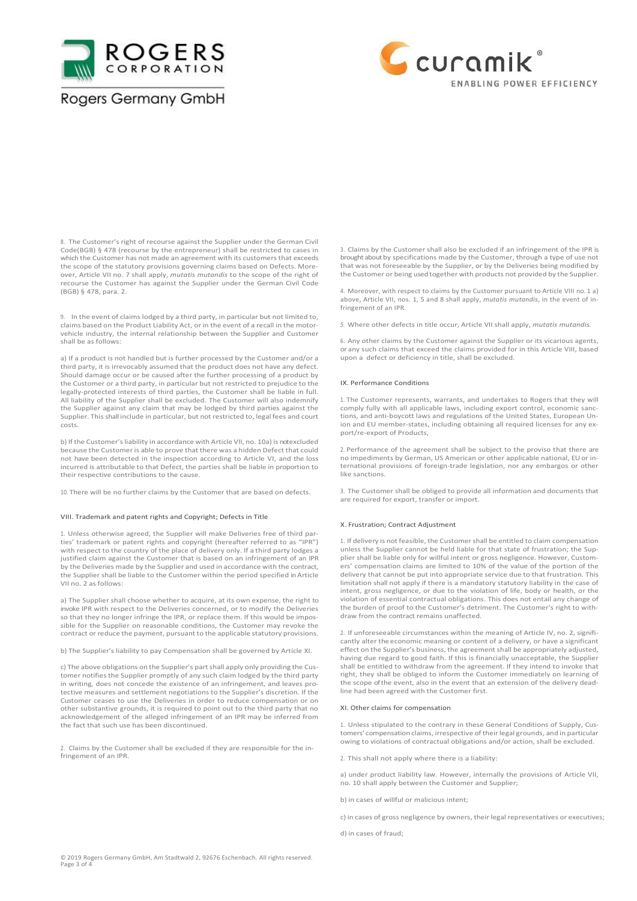8. The Customer's right of recourse against the Supplier under the German Civil Code(BGB) § 478 (recourse by the entrepreneur) shall be restricted to cases in which the Customer has not made an agreement with its customers that exceeds the scope of the statutory provisions governing claims based on Defects. Moreover, Article VII no. 7 shall apply, *mutatis mutandis* to the scope of the right of recourse the Customer has against the Supplier under the German Civil Code (BGB) § 478, para. 2.

9. In the event of claims lodged by a third party, in particular but not limited to, claims based on the Product Liability Act, or in the event of a recall in the motor-vehicle industry, the internal relationship between the Supplier and Customer shall be as follows:

a) If a product is not handled but is further processed by the Customer and/or a third party, it is irrevocably assumed that the product does not have any defect. Should damage occur or be caused after the further processing of a product by the Customer or a third party, in particular but not restricted to prejudice to the legally-protected interests of third parties, the Customer shall be liable in full. All liability of the Supplier shall be excluded. The Customer will also indemnify the Supplier against any claim that may be lodged by third parties against the Supplier. This shall include in particular, but not restricted to, legal fees and court costs.

b) If the Customer's liability in accordance with Article VII, no. 10a) is notexcluded because the Customer is able to prove that there was a hidden Defect that could not have been detected in the inspection according to Article VI, and the loss incurred is attributable to that Defect, the parties shall be liable in proportion to their respective contributions to the cause.

10. There will be no further claims by the Customer that are based on defects.

## VIII. Trademark and patent rights and Copyright; Defects in Title

1. Unless otherwise agreed, the Supplier will make Deliveries free of third parties' trademark or patent rights and copyright (hereafter referred to as "IPR") with respect to the country of the place of delivery only. If a third party lodges a justified claim against the Customer that is based on an infringement of an IPR by the Deliveries made by the Supplier and used in accordance with the contract, the Supplier shall be liable to the Customer within the period specified in Article VII no. 2 as follows:

a) The Supplier shall choose whether to acquire, at its own expense, the right to invoke IPR with respect to the Deliveries concerned, or to modify the Deliveries so that they no longer infringe the IPR, or replace them. If this would be impossible for the Supplier on reasonable conditions, the Customer may revoke the contract or reduce the payment, pursuant to the applicable statutory provisions.

b) The Supplier's liability to pay Compensation shall be governed by Article XI.

c) The above obligations on the Supplier's part shall apply only providing the Customer notifies the Supplier promptly of any such claim lodged by the third party in writing, does not concede the existence of an infringement, and leaves protective measures and settlement negotiations to the Supplier's discretion. If the Customer ceases to use the Deliveries in order to reduce compensation or on other substantive grounds, it is required to point out to the third party that no acknowledgement of the alleged infringement of an IPR may be inferred from the fact that such use has been discontinued.

2. Claims by the Customer shall be excluded if they are responsible for the infringement of an IPR.

3. Claims by the Customer shall also be excluded if an infringement of the IPR is brought about by specifications made by the Customer, through a type of use not that was not foreseeable by the Supplier, or by the Deliveries being modified by the Customer or being used together with products not provided by the Supplier.

4. Moreover, with respect to claims by the Customer pursuant to Article VIII no. 1 a) above, Article VII, nos. 1, 5 and 8 shall apply, *mutatis mutandis*, in the event of infringement of an IPR.

5. Where other defects in title occur, Article VII shall apply, *mutatis mutandis.*

6. Any other claims by the Customer against the Supplier or its vicarious agents, or any such claims that exceed the claims provided for in this Article VIII, based upon a defect or deficiency in title, shall be excluded.

## IX. Performance Conditions

1. The Customer represents, warrants, and undertakes to Rogers that they will comply fully with all applicable laws, including export control, economic sanctions, and anti-boycott laws and regulations of the United States, European Union and EU member-states, including obtaining all required licenses for any export/re-export of Products,

2. Performance of the agreement shall be subject to the proviso that there are no impediments by German, US American or other applicable national, EU or international provisions of foreign-trade legislation, nor any embargos or other like sanctions.

3. The Customer shall be obliged to provide all information and documents that are required for export, transfer or import.

## X. Frustration; Contract Adjustment

1. If delivery is not feasible, the Customer shall be entitled to claim compensation unless the Supplier cannot be held liable for that state of frustration; the Supplier shall be liable only for willful intent or gross negligence. However, Customers' compensation claims are limited to 10% of the value of the portion of the delivery that cannot be put into appropriate service due to that frustration. This limitation shall not apply if there is a mandatory statutory liability in the case of intent, gross negligence, or due to the violation of life, body or health, or the violation of essential contractual obligations. This does not entail any change of the burden of proof to the Customer's detriment. The Customer's right to withdraw from the contract remains unaffected.

2. If unforeseeable circumstances within the meaning of Article IV, no. 2, significantly alter the economic meaning or content of a delivery, or have a significant effect on the Supplier's business, the agreement shall be appropriately adjusted, having due regard to good faith. If this is financially unacceptable, the Supplier shall be entitled to withdraw from the agreement. If they intend to invoke that right, they shall be obliged to inform the Customer immediately on learning of the scope ofthe event, also in the event that an extension of the delivery deadline had been agreed with the Customer first.

## XI. Other claims for compensation

1. Unless stipulated to the contrary in these General Conditions of Supply, Customers' compensation claims, irrespective of their legal grounds, and in particular owing to violations of contractual obligations and/or action, shall be excluded.

2. This shall not apply where there is a liability:

a) under product liability law. However, internally the provisions of Article VII, no. 10 shall apply between the Customer and Supplier;

b) in cases of willful or malicious intent;

c) in cases of gross negligence by owners, their legal representatives or executives;

d) in cases of fraud;

© 2019 Rogers Germany GmbH, Am Stadtwald 2, 92676 Eschenbach. All rights reserved.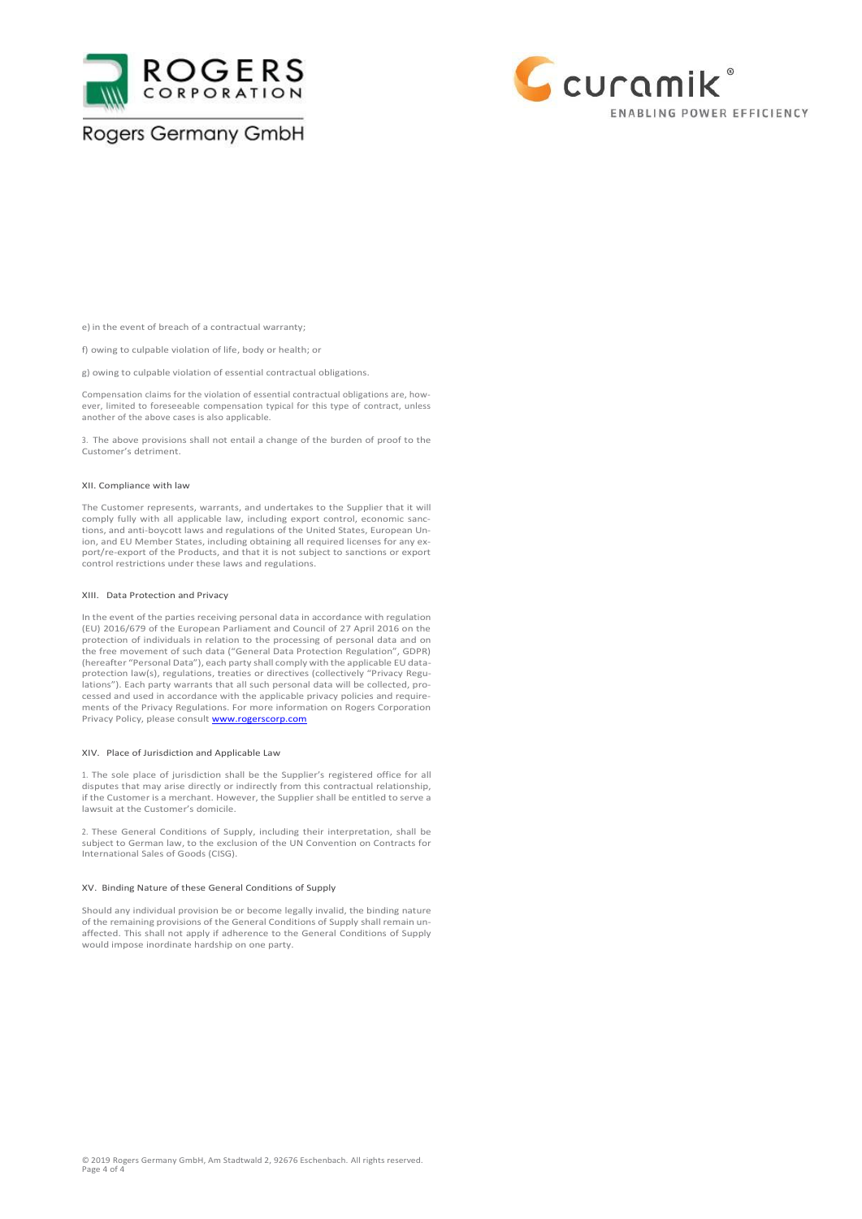e) in the event of breach of a contractual warranty;

f) owing to culpable violation of life, body or health; or

g) owing to culpable violation of essential contractual obligations.

Compensation claims for the violation of essential contractual obligations are, however, limited to foreseeable compensation typical for this type of contract, unless another of the above cases is also applicable.

3. The above provisions shall not entail a change of the burden of proof to the Customer's detriment.

## XII. Compliance with law

The Customer represents, warrants, and undertakes to the Supplier that it will comply fully with all applicable law, including export control, economic sanctions, and anti-boycott laws and regulations of the United States, European Union, and EU Member States, including obtaining all required licenses for any export/re-export of the Products, and that it is not subject to sanctions or export control restrictions under these laws and regulations.

## XIII. Data Protection and Privacy

In the event of the parties receiving personal data in accordance with regulation (EU) 2016/679 of the European Parliament and Council of 27 April 2016 on the protection of individuals in relation to the processing of personal data and on the free movement of such data ("General Data Protection Regulation", GDPR) (hereafter "Personal Data"), each party shall comply with the applicable EU data-protection law(s), regulations, treaties or directives (collectively "Privacy Regulations"). Each party warrants that all such personal data will be collected, processed and used in accordance with the applicable privacy policies and requirements of the Privacy Regulations. For more information on Rogers Corporation Privacy Policy, please consult [www.rogerscorp.com](http://www.rogerscorp.com)

## XIV. Place of Jurisdiction and Applicable Law

1. The sole place of jurisdiction shall be the Supplier's registered office for all disputes that may arise directly or indirectly from this contractual relationship, if the Customer is a merchant. However, the Supplier shall be entitled to serve a lawsuit at the Customer's domicile.

2. These General Conditions of Supply, including their interpretation, shall be subject to German law, to the exclusion of the UN Convention on Contracts for International Sales of Goods (CISG).

## XV. Binding Nature of these General Conditions of Supply

Should any individual provision be or become legally invalid, the binding nature of the remaining provisions of the General Conditions of Supply shall remain unaffected. This shall not apply if adherence to the General Conditions of Supply would impose inordinate hardship on one party.